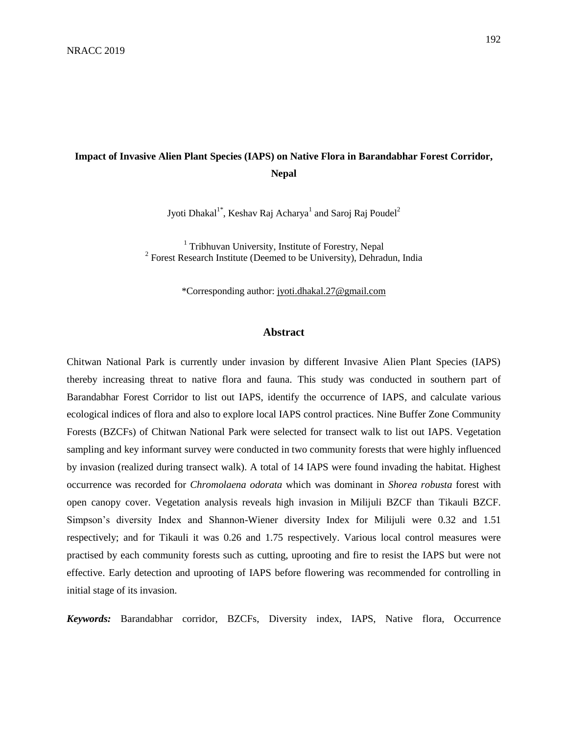# Impact of Invasive Alien Plant Species (IAPS) on Native Flora in Barandabhar Forest Corridor, Nepal

Jyoti Dhakal[1*], Keshav Raj Acharya[1] and Saroj Raj Poudel[2]

[1] Tribhuvan University, Institute of Forestry, Nepal
[2] Forest Research Institute (Deemed to be University), Dehradun, India

*Corresponding author: jyoti.dhakal.27@gmail.com

## Abstract

Chitwan National Park is currently under invasion by different Invasive Alien Plant Species (IAPS) thereby increasing threat to native flora and fauna. This study was conducted in southern part of Barandabhar Forest Corridor to list out IAPS, identify the occurrence of IAPS, and calculate various ecological indices of flora and also to explore local IAPS control practices. Nine Buffer Zone Community Forests (BZCFs) of Chitwan National Park were selected for transect walk to list out IAPS. Vegetation sampling and key informant survey were conducted in two community forests that were highly influenced by invasion (realized during transect walk). A total of 14 IAPS were found invading the habitat. Highest occurrence was recorded for *Chromolaena odorata* which was dominant in *Shorea robusta* forest with open canopy cover. Vegetation analysis reveals high invasion in Milijuli BZCF than Tikauli BZCF. Simpson's diversity Index and Shannon-Wiener diversity Index for Milijuli were 0.32 and 1.51 respectively; and for Tikauli it was 0.26 and 1.75 respectively. Various local control measures were practised by each community forests such as cutting, uprooting and fire to resist the IAPS but were not effective. Early detection and uprooting of IAPS before flowering was recommended for controlling in initial stage of its invasion.

***Keywords:*** Barandabhar corridor, BZCFs, Diversity index, IAPS, Native flora, Occurrence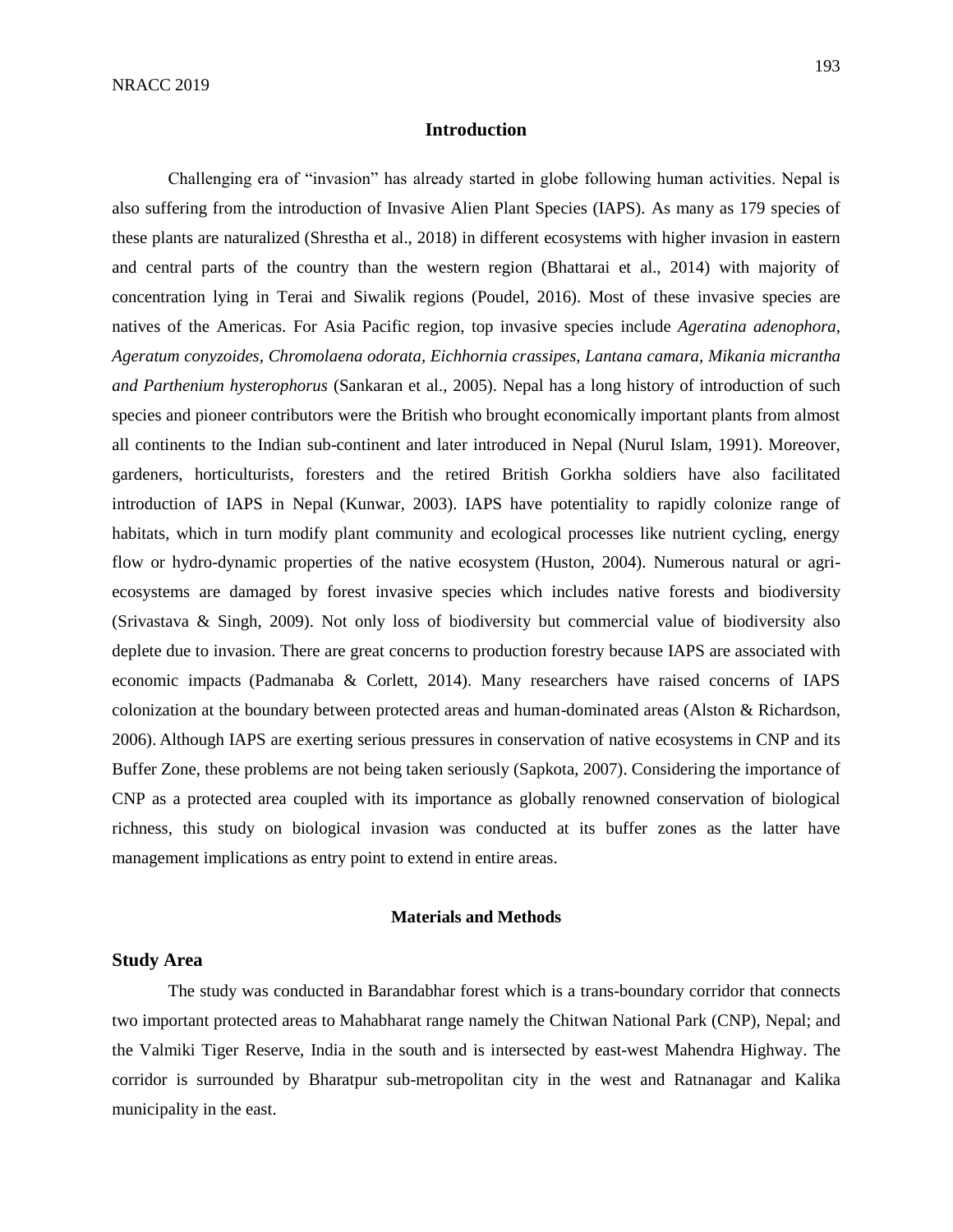## Introduction

Challenging era of "invasion" has already started in globe following human activities. Nepal is also suffering from the introduction of Invasive Alien Plant Species (IAPS). As many as 179 species of these plants are naturalized (Shrestha et al., 2018) in different ecosystems with higher invasion in eastern and central parts of the country than the western region (Bhattarai et al., 2014) with majority of concentration lying in Terai and Siwalik regions (Poudel, 2016). Most of these invasive species are natives of the Americas. For Asia Pacific region, top invasive species include *Ageratina adenophora, Ageratum conyzoides, Chromolaena odorata, Eichhornia crassipes, Lantana camara, Mikania micrantha and Parthenium hysterophorus* (Sankaran et al., 2005). Nepal has a long history of introduction of such species and pioneer contributors were the British who brought economically important plants from almost all continents to the Indian sub-continent and later introduced in Nepal (Nurul Islam, 1991). Moreover, gardeners, horticulturists, foresters and the retired British Gorkha soldiers have also facilitated introduction of IAPS in Nepal (Kunwar, 2003). IAPS have potentiality to rapidly colonize range of habitats, which in turn modify plant community and ecological processes like nutrient cycling, energy flow or hydro-dynamic properties of the native ecosystem (Huston, 2004). Numerous natural or agri-ecosystems are damaged by forest invasive species which includes native forests and biodiversity (Srivastava & Singh, 2009). Not only loss of biodiversity but commercial value of biodiversity also deplete due to invasion. There are great concerns to production forestry because IAPS are associated with economic impacts (Padmanaba & Corlett, 2014). Many researchers have raised concerns of IAPS colonization at the boundary between protected areas and human-dominated areas (Alston & Richardson, 2006). Although IAPS are exerting serious pressures in conservation of native ecosystems in CNP and its Buffer Zone, these problems are not being taken seriously (Sapkota, 2007). Considering the importance of CNP as a protected area coupled with its importance as globally renowned conservation of biological richness, this study on biological invasion was conducted at its buffer zones as the latter have management implications as entry point to extend in entire areas.

## Materials and Methods

### Study Area

The study was conducted in Barandabhar forest which is a trans-boundary corridor that connects two important protected areas to Mahabharat range namely the Chitwan National Park (CNP), Nepal; and the Valmiki Tiger Reserve, India in the south and is intersected by east-west Mahendra Highway. The corridor is surrounded by Bharatpur sub-metropolitan city in the west and Ratnanagar and Kalika municipality in the east.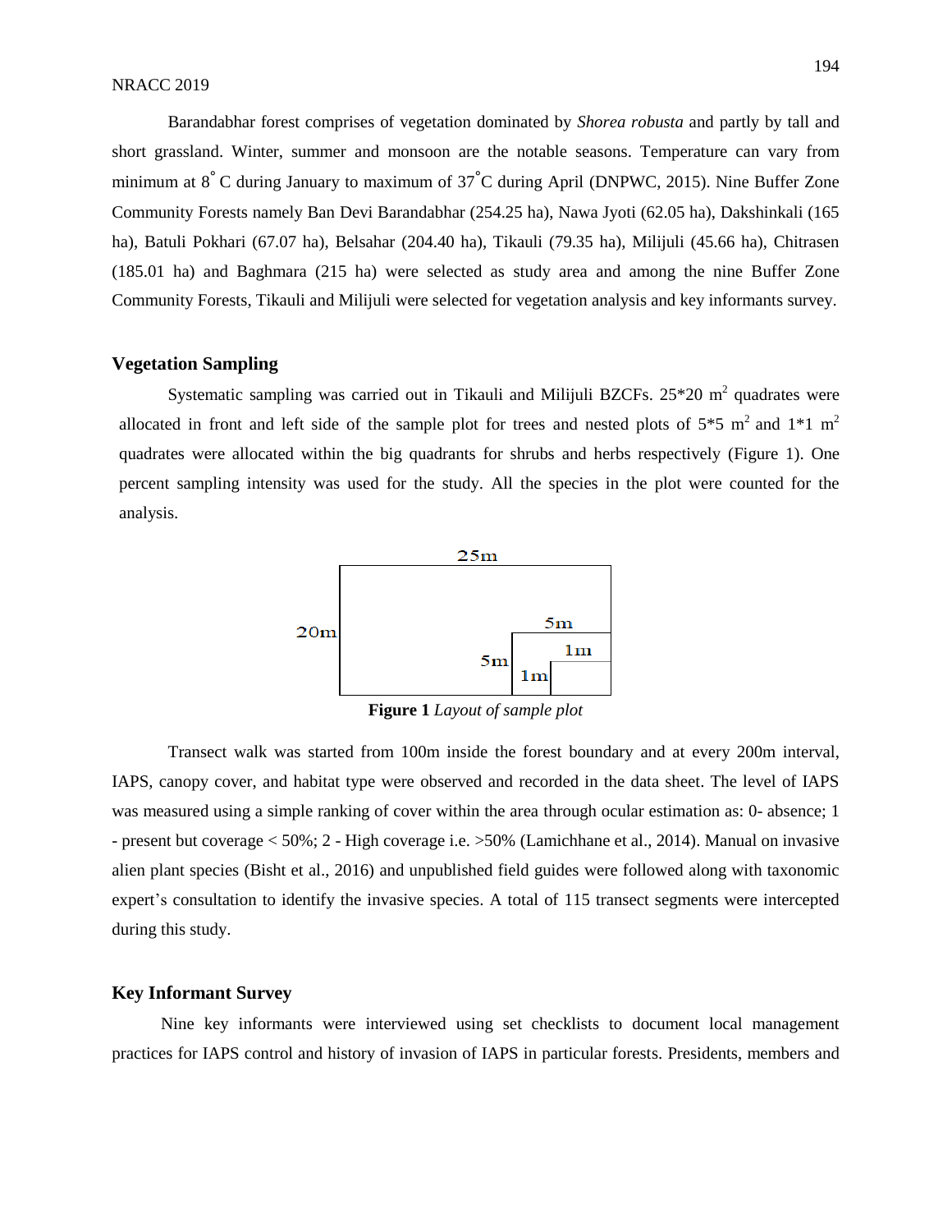Barandabhar forest comprises of vegetation dominated by *Shorea robusta* and partly by tall and short grassland. Winter, summer and monsoon are the notable seasons. Temperature can vary from minimum at 8° C during January to maximum of 37°C during April (DNPWC, 2015). Nine Buffer Zone Community Forests namely Ban Devi Barandabhar (254.25 ha), Nawa Jyoti (62.05 ha), Dakshinkali (165 ha), Batuli Pokhari (67.07 ha), Belsahar (204.40 ha), Tikauli (79.35 ha), Milijuli (45.66 ha), Chitrasen (185.01 ha) and Baghmara (215 ha) were selected as study area and among the nine Buffer Zone Community Forests, Tikauli and Milijuli were selected for vegetation analysis and key informants survey.

## Vegetation Sampling

Systematic sampling was carried out in Tikauli and Milijuli BZCFs. 25*20 $m^2$ quadrates were allocated in front and left side of the sample plot for trees and nested plots of 5*5 $m^2$ and 1*1 $m^2$ quadrates were allocated within the big quadrants for shrubs and herbs respectively (Figure 1). One percent sampling intensity was used for the study. All the species in the plot were counted for the analysis.

25m
20m
5m
5m
1m
1m

**Figure 1** *Layout of sample plot*

Transect walk was started from 100m inside the forest boundary and at every 200m interval, IAPS, canopy cover, and habitat type were observed and recorded in the data sheet. The level of IAPS was measured using a simple ranking of cover within the area through ocular estimation as: 0- absence; 1 - present but coverage < 50%; 2 - High coverage i.e. >50% (Lamichhane et al., 2014). Manual on invasive alien plant species (Bisht et al., 2016) and unpublished field guides were followed along with taxonomic expert's consultation to identify the invasive species. A total of 115 transect segments were intercepted during this study.

## Key Informant Survey

Nine key informants were interviewed using set checklists to document local management practices for IAPS control and history of invasion of IAPS in particular forests. Presidents, members and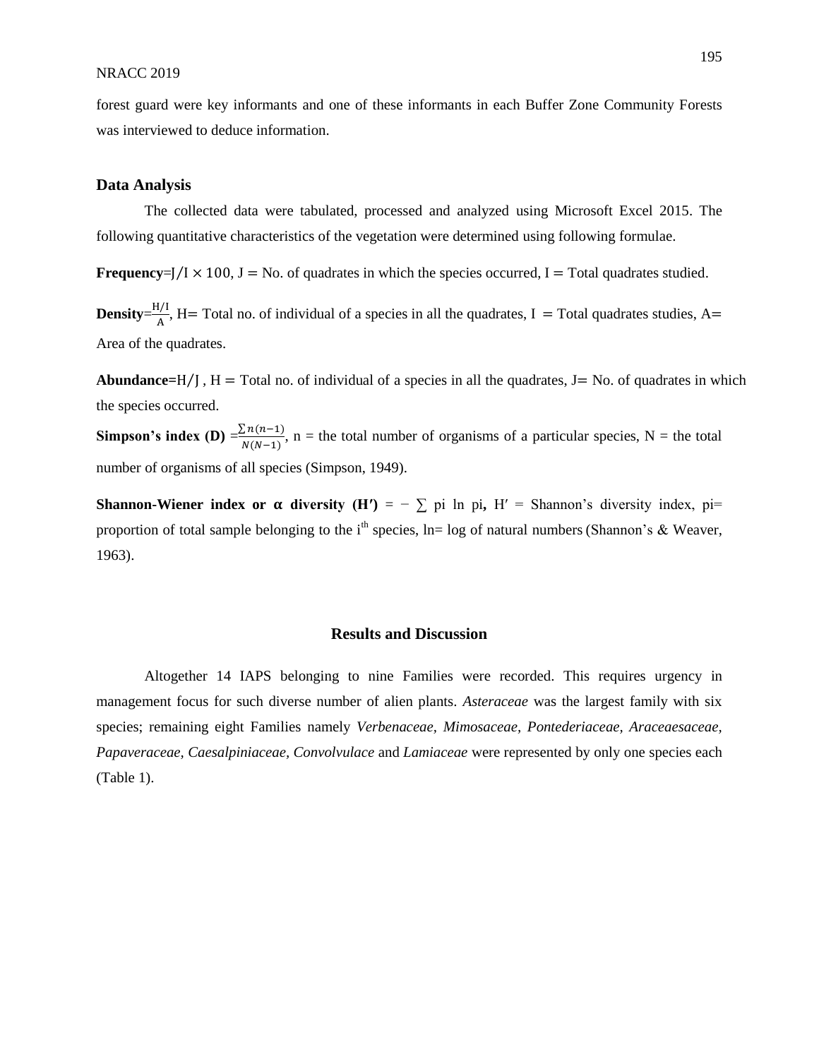forest guard were key informants and one of these informants in each Buffer Zone Community Forests was interviewed to deduce information.

### Data Analysis

The collected data were tabulated, processed and analyzed using Microsoft Excel 2015. The following quantitative characteristics of the vegetation were determined using following formulae.

**Frequency**$=J/I \times 100$, J = No. of quadrates in which the species occurred, I = Total quadrates studied.

**Density**$=\frac{H/I}{A}$, H= Total no. of individual of a species in all the quadrates, I = Total quadrates studies, A= Area of the quadrates.

**Abundance**$=H/J$ , H = Total no. of individual of a species in all the quadrates, J= No. of quadrates in which the species occurred.

**Simpson's index (D)** $=\frac{\sum n(n-1)}{N(N-1)}$, n = the total number of organisms of a particular species, N = the total number of organisms of all species (Simpson, 1949).

**Shannon-Wiener index or α diversity (H′)** $= -\sum$ pi ln pi**,** H′ = Shannon's diversity index, pi= proportion of total sample belonging to the i$^{th}$ species, ln= log of natural numbers (Shannon's & Weaver, 1963).

## Results and Discussion

Altogether 14 IAPS belonging to nine Families were recorded. This requires urgency in management focus for such diverse number of alien plants. *Asteraceae* was the largest family with six species; remaining eight Families namely *Verbenaceae, Mimosaceae, Pontederiaceae, Araceaesaceae, Papaveraceae, Caesalpiniaceae, Convolvulace* and *Lamiaceae* were represented by only one species each (Table 1).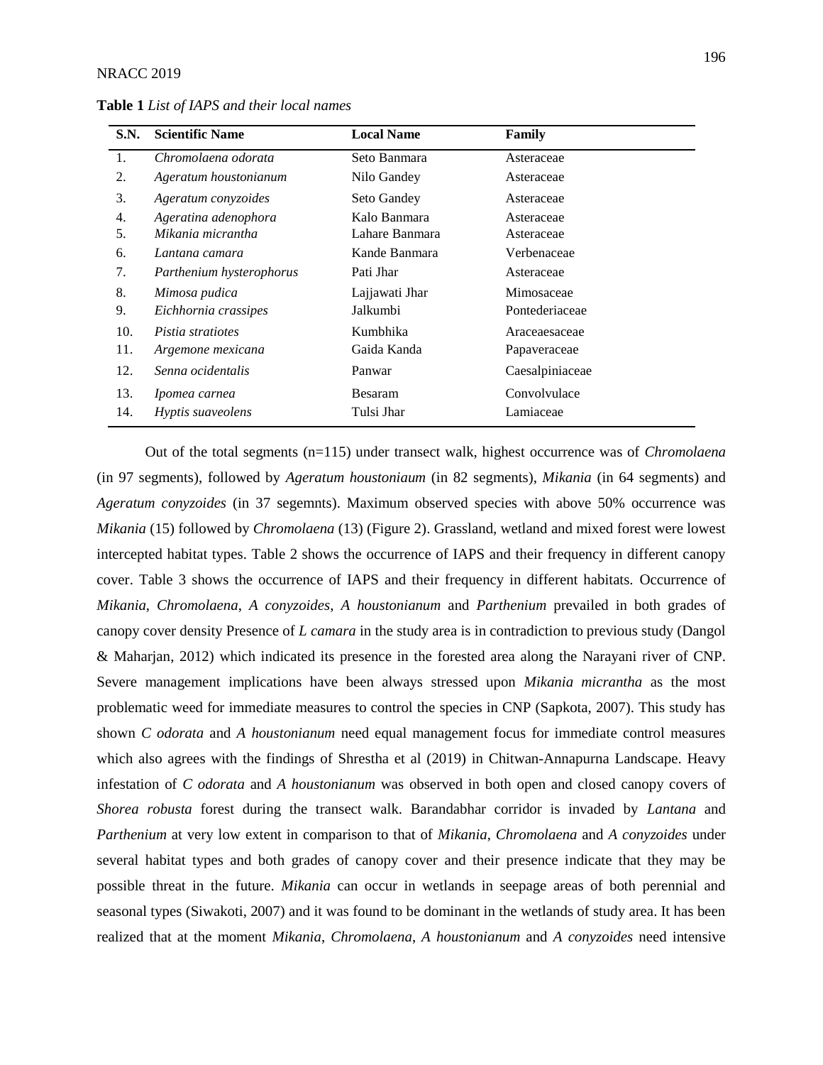**Table 1** *List of IAPS and their local names*

| S.N. | Scientific Name | Local Name | Family |
|---|---|---|---|
| 1. | *Chromolaena odorata* | Seto Banmara | Asteraceae |
| 2. | *Ageratum houstonianum* | Nilo Gandey | Asteraceae |
| 3. | *Ageratum conyzoides* | Seto Gandey | Asteraceae |
| 4. | *Ageratina adenophora* | Kalo Banmara | Asteraceae |
| 5. | *Mikania micrantha* | Lahare Banmara | Asteraceae |
| 6. | *Lantana camara* | Kande Banmara | Verbenaceae |
| 7. | *Parthenium hysterophorus* | Pati Jhar | Asteraceae |
| 8. | *Mimosa pudica* | Lajjawati Jhar | Mimosaceae |
| 9. | *Eichhornia crassipes* | Jalkumbi | Pontederiaceae |
| 10. | *Pistia stratiotes* | Kumbhika | Araceaesaceae |
| 11. | *Argemone mexicana* | Gaida Kanda | Papaveraceae |
| 12. | *Senna ocidentalis* | Panwar | Caesalpiniaceae |
| 13. | *Ipomea carnea* | Besaram | Convolvulace |
| 14. | *Hyptis suaveolens* | Tulsi Jhar | Lamiaceae |

Out of the total segments (n=115) under transect walk, highest occurrence was of *Chromolaena* (in 97 segments), followed by *Ageratum houstoniaum* (in 82 segments), *Mikania* (in 64 segments) and *Ageratum conyzoides* (in 37 segemnts). Maximum observed species with above 50% occurrence was *Mikania* (15) followed by *Chromolaena* (13) (Figure 2). Grassland, wetland and mixed forest were lowest intercepted habitat types. Table 2 shows the occurrence of IAPS and their frequency in different canopy cover. Table 3 shows the occurrence of IAPS and their frequency in different habitats. Occurrence of *Mikania*, *Chromolaena*, *A conyzoides*, *A houstonianum* and *Parthenium* prevailed in both grades of canopy cover density Presence of *L camara* in the study area is in contradiction to previous study (Dangol & Maharjan, 2012) which indicated its presence in the forested area along the Narayani river of CNP. Severe management implications have been always stressed upon *Mikania micrantha* as the most problematic weed for immediate measures to control the species in CNP (Sapkota, 2007). This study has shown *C odorata* and *A houstonianum* need equal management focus for immediate control measures which also agrees with the findings of Shrestha et al (2019) in Chitwan-Annapurna Landscape. Heavy infestation of *C odorata* and *A houstonianum* was observed in both open and closed canopy covers of *Shorea robusta* forest during the transect walk. Barandabhar corridor is invaded by *Lantana* and *Parthenium* at very low extent in comparison to that of *Mikania*, *Chromolaena* and *A conyzoides* under several habitat types and both grades of canopy cover and their presence indicate that they may be possible threat in the future. *Mikania* can occur in wetlands in seepage areas of both perennial and seasonal types (Siwakoti, 2007) and it was found to be dominant in the wetlands of study area. It has been realized that at the moment *Mikania*, *Chromolaena*, *A houstonianum* and *A conyzoides* need intensive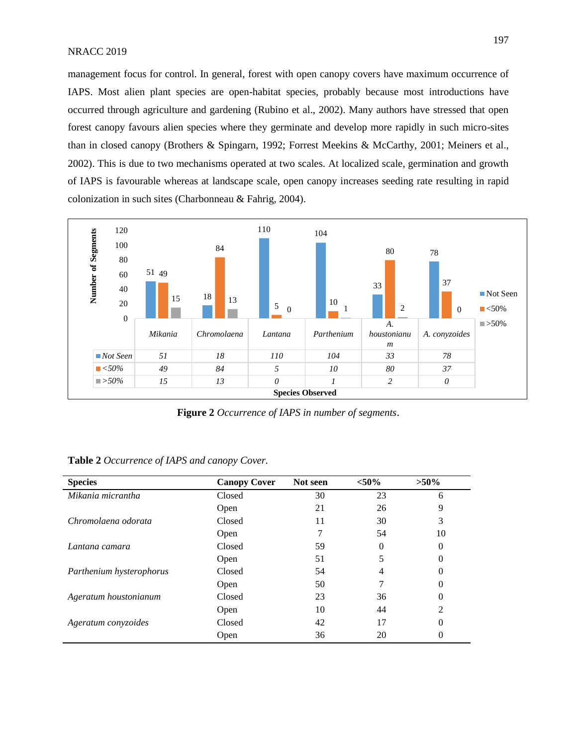management focus for control. In general, forest with open canopy covers have maximum occurrence of IAPS. Most alien plant species are open-habitat species, probably because most introductions have occurred through agriculture and gardening (Rubino et al., 2002). Many authors have stressed that open forest canopy favours alien species where they germinate and develop more rapidly in such micro-sites than in closed canopy (Brothers & Spingarn, 1992; Forrest Meekins & McCarthy, 2001; Meiners et al., 2002). This is due to two mechanisms operated at two scales. At localized scale, germination and growth of IAPS is favourable whereas at landscape scale, open canopy increases seeding rate resulting in rapid colonization in such sites (Charbonneau & Fahrig, 2004).

| Species Observed | *Mikania* | *Chromolaena* | *Lantana* | *Parthenium* | *A. houstonianum* | *A. conyzoides* |
|---|---|---|---|---|---|---|
| *Not Seen* | *51* | *18* | *110* | *104* | *33* | *78* |
| *<50%* | *49* | *84* | *5* | *10* | *80* | *37* |
| *>50%* | *15* | *13* | *0* | *1* | *2* | *0* |

**Figure 2** *Occurrence of IAPS in number of segments*.

**Table 2** *Occurrence of IAPS and canopy Cover.*

| Species | Canopy Cover | Not seen | <50% | >50% |
|---|---|---|---|---|
| *Mikania micrantha* | Closed | 30 | 23 | 6 |
| | Open | 21 | 26 | 9 |
| *Chromolaena odorata* | Closed | 11 | 30 | 3 |
| | Open | 7 | 54 | 10 |
| *Lantana camara* | Closed | 59 | 0 | 0 |
| | Open | 51 | 5 | 0 |
| *Parthenium hysterophorus* | Closed | 54 | 4 | 0 |
| | Open | 50 | 7 | 0 |
| *Ageratum houstonianum* | Closed | 23 | 36 | 0 |
| | Open | 10 | 44 | 2 |
| *Ageratum conyzoides* | Closed | 42 | 17 | 0 |
| | Open | 36 | 20 | 0 |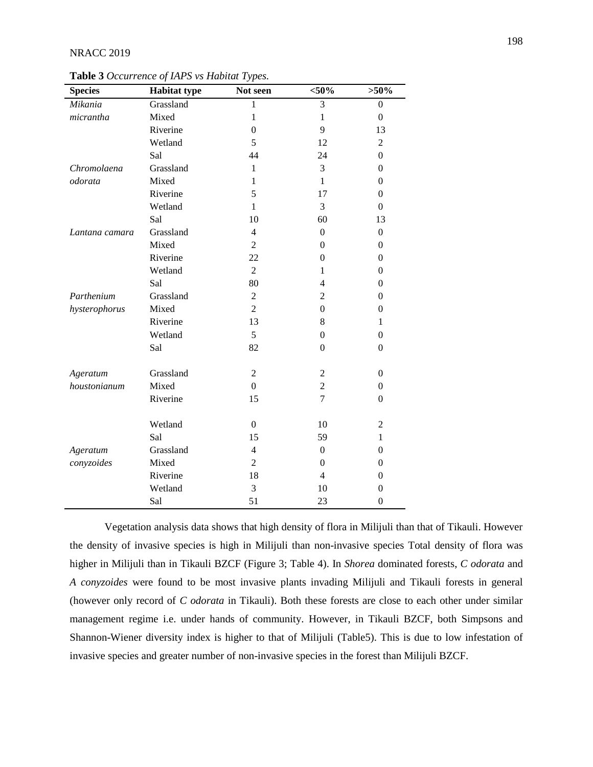**Table 3** *Occurrence of IAPS vs Habitat Types.*

| Species | Habitat type | Not seen | <50% | >50% |
|---|---|---|---|---|
| *Mikania micrantha* | Grassland | 1 | 3 | 0 |
| | Mixed | 1 | 1 | 0 |
| | Riverine | 0 | 9 | 13 |
| | Wetland | 5 | 12 | 2 |
| | Sal | 44 | 24 | 0 |
| *Chromolaena odorata* | Grassland | 1 | 3 | 0 |
| | Mixed | 1 | 1 | 0 |
| | Riverine | 5 | 17 | 0 |
| | Wetland | 1 | 3 | 0 |
| | Sal | 10 | 60 | 13 |
| *Lantana camara* | Grassland | 4 | 0 | 0 |
| | Mixed | 2 | 0 | 0 |
| | Riverine | 22 | 0 | 0 |
| | Wetland | 2 | 1 | 0 |
| | Sal | 80 | 4 | 0 |
| *Parthenium hysterophorus* | Grassland | 2 | 2 | 0 |
| | Mixed | 2 | 0 | 0 |
| | Riverine | 13 | 8 | 1 |
| | Wetland | 5 | 0 | 0 |
| | Sal | 82 | 0 | 0 |
| *Ageratum houstonianum* | Grassland | 2 | 2 | 0 |
| | Mixed | 0 | 2 | 0 |
| | Riverine | 15 | 7 | 0 |
| | Wetland | 0 | 10 | 2 |
| | Sal | 15 | 59 | 1 |
| *Ageratum conyzoides* | Grassland | 4 | 0 | 0 |
| | Mixed | 2 | 0 | 0 |
| | Riverine | 18 | 4 | 0 |
| | Wetland | 3 | 10 | 0 |
| | Sal | 51 | 23 | 0 |

Vegetation analysis data shows that high density of flora in Milijuli than that of Tikauli. However the density of invasive species is high in Milijuli than non-invasive species Total density of flora was higher in Milijuli than in Tikauli BZCF (Figure 3; Table 4). In *Shorea* dominated forests, *C odorata* and *A conyzoides* were found to be most invasive plants invading Milijuli and Tikauli forests in general (however only record of *C odorata* in Tikauli). Both these forests are close to each other under similar management regime i.e. under hands of community. However, in Tikauli BZCF, both Simpsons and Shannon-Wiener diversity index is higher to that of Milijuli (Table5). This is due to low infestation of invasive species and greater number of non-invasive species in the forest than Milijuli BZCF.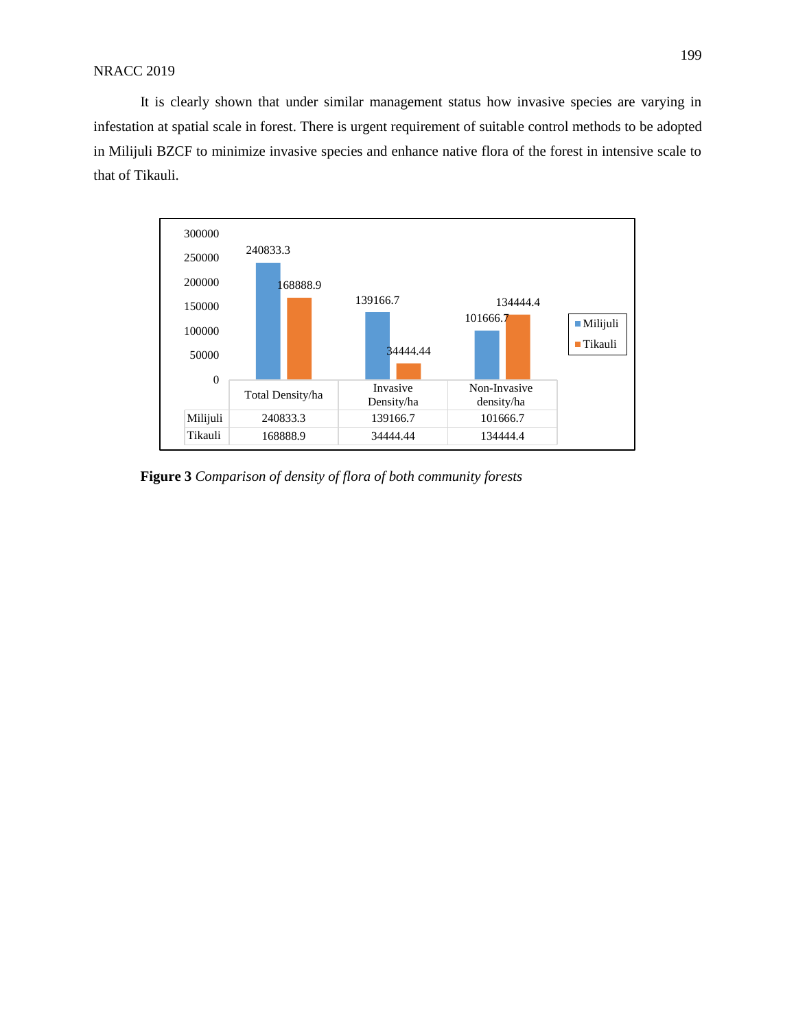It is clearly shown that under similar management status how invasive species are varying in infestation at spatial scale in forest. There is urgent requirement of suitable control methods to be adopted in Milijuli BZCF to minimize invasive species and enhance native flora of the forest in intensive scale to that of Tikauli.

| | Total Density/ha | Invasive Density/ha | Non-Invasive density/ha |
|---|---|---|---|
| Milijuli | 240833.3 | 139166.7 | 101666.7 |
| Tikauli | 168888.9 | 34444.44 | 134444.4 |

**Figure 3** *Comparison of density of flora of both community forests*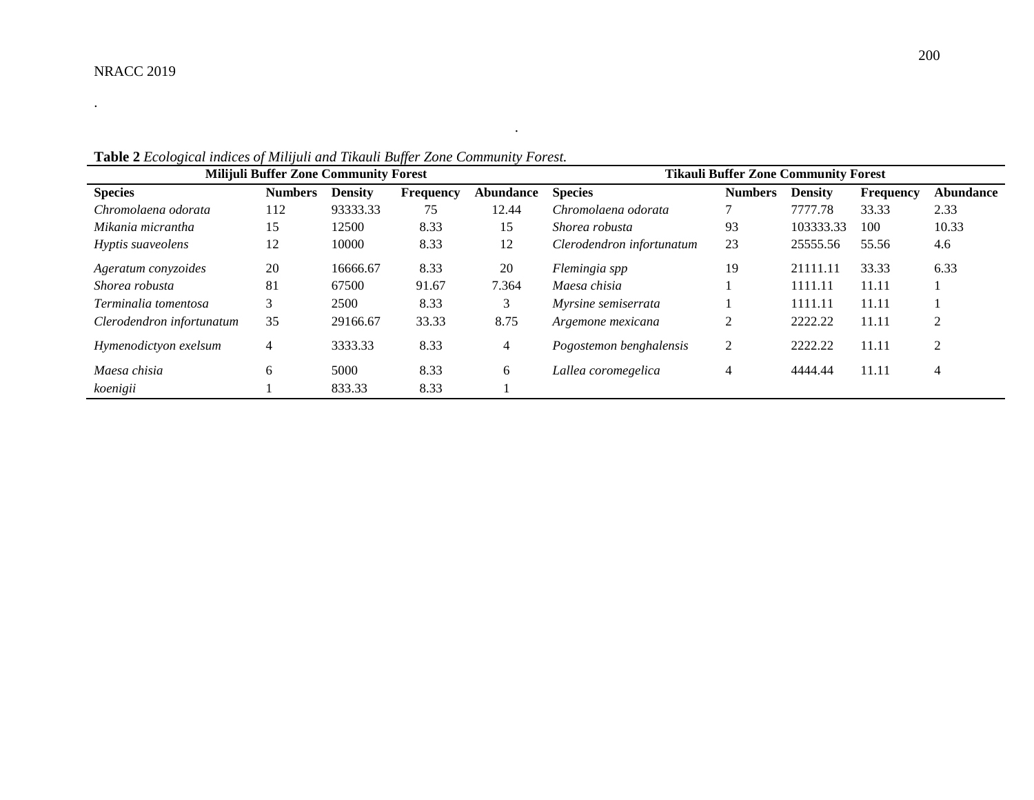**Table 2** *Ecological indices of Milijuli and Tikauli Buffer Zone Community Forest.*

| Milijuli Buffer Zone Community Forest | | | | | Tikauli Buffer Zone Community Forest | | | | |
|---|---|---|---|---|---|---|---|---|---|
| **Species** | **Numbers** | **Density** | **Frequency** | **Abundance** | **Species** | **Numbers** | **Density** | **Frequency** | **Abundance** |
| *Chromolaena odorata* | 112 | 93333.33 | 75 | 12.44 | *Chromolaena odorata* | 7 | 7777.78 | 33.33 | 2.33 |
| *Mikania micrantha* | 15 | 12500 | 8.33 | 15 | *Shorea robusta* | 93 | 103333.33 | 100 | 10.33 |
| *Hyptis suaveolens* | 12 | 10000 | 8.33 | 12 | *Clerodendron infortunatum* | 23 | 25555.56 | 55.56 | 4.6 |
| *Ageratum conyzoides* | 20 | 16666.67 | 8.33 | 20 | *Flemingia spp* | 19 | 21111.11 | 33.33 | 6.33 |
| *Shorea robusta* | 81 | 67500 | 91.67 | 7.364 | *Maesa chisia* | 1 | 1111.11 | 11.11 | 1 |
| *Terminalia tomentosa* | 3 | 2500 | 8.33 | 3 | *Myrsine semiserrata* | 1 | 1111.11 | 11.11 | 1 |
| *Clerodendron infortunatum* | 35 | 29166.67 | 33.33 | 8.75 | *Argemone mexicana* | 2 | 2222.22 | 11.11 | 2 |
| *Hymenodictyon exelsum* | 4 | 3333.33 | 8.33 | 4 | *Pogostemon benghalensis* | 2 | 2222.22 | 11.11 | 2 |
| *Maesa chisia* | 6 | 5000 | 8.33 | 6 | *Lallea coromegelica* | 4 | 4444.44 | 11.11 | 4 |
| *koenigii* | 1 | 833.33 | 8.33 | 1 | | | | | |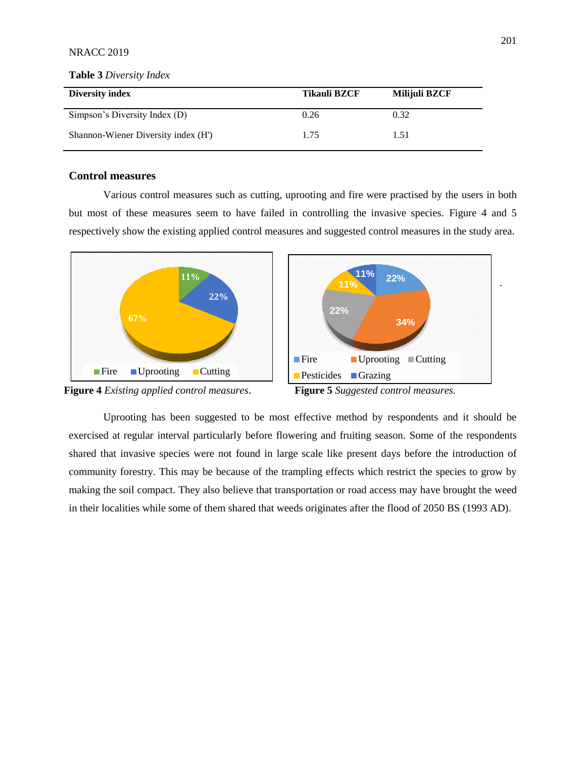**Table 3** *Diversity Index*

| Diversity index | Tikauli BZCF | Milijuli BZCF |
|---|---|---|
| Simpson's Diversity Index (D) | 0.26 | 0.32 |
| Shannon-Wiener Diversity index (H') | 1.75 | 1.51 |

## Control measures

Various control measures such as cutting, uprooting and fire were practised by the users in both but most of these measures seem to have failed in controlling the invasive species. Figure 4 and 5 respectively show the existing applied control measures and suggested control measures in the study area.

**Figure 4** *Existing applied control measures*.

**Figure 5** *Suggested control measures.*

Uprooting has been suggested to be most effective method by respondents and it should be exercised at regular interval particularly before flowering and fruiting season. Some of the respondents shared that invasive species were not found in large scale like present days before the introduction of community forestry. This may be because of the trampling effects which restrict the species to grow by making the soil compact. They also believe that transportation or road access may have brought the weed in their localities while some of them shared that weeds originates after the flood of 2050 BS (1993 AD).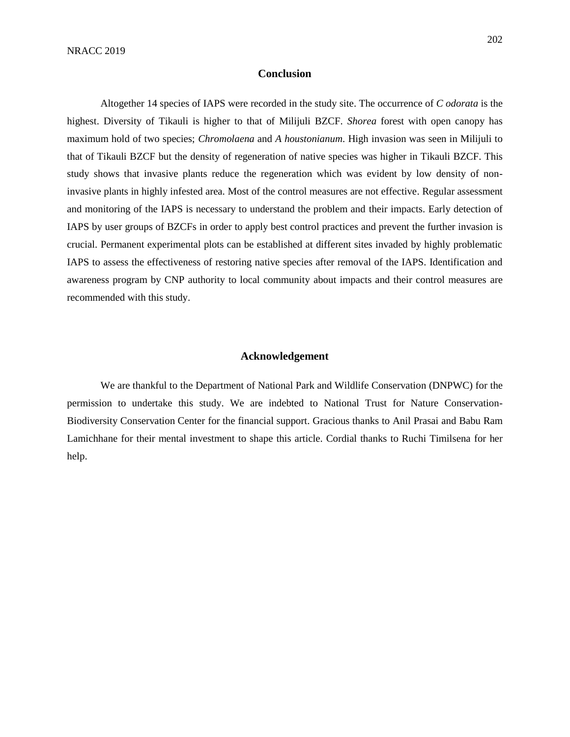## Conclusion

Altogether 14 species of IAPS were recorded in the study site. The occurrence of *C odorata* is the highest. Diversity of Tikauli is higher to that of Milijuli BZCF. *Shorea* forest with open canopy has maximum hold of two species; *Chromolaena* and *A houstonianum*. High invasion was seen in Milijuli to that of Tikauli BZCF but the density of regeneration of native species was higher in Tikauli BZCF. This study shows that invasive plants reduce the regeneration which was evident by low density of non-invasive plants in highly infested area. Most of the control measures are not effective. Regular assessment and monitoring of the IAPS is necessary to understand the problem and their impacts. Early detection of IAPS by user groups of BZCFs in order to apply best control practices and prevent the further invasion is crucial. Permanent experimental plots can be established at different sites invaded by highly problematic IAPS to assess the effectiveness of restoring native species after removal of the IAPS. Identification and awareness program by CNP authority to local community about impacts and their control measures are recommended with this study.

## Acknowledgement

We are thankful to the Department of National Park and Wildlife Conservation (DNPWC) for the permission to undertake this study. We are indebted to National Trust for Nature Conservation-Biodiversity Conservation Center for the financial support. Gracious thanks to Anil Prasai and Babu Ram Lamichhane for their mental investment to shape this article. Cordial thanks to Ruchi Timilsena for her help.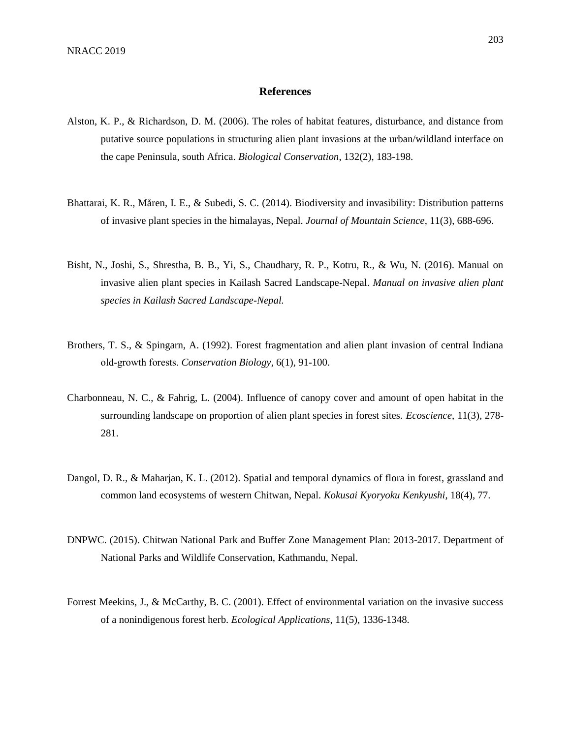## References

Alston, K. P., & Richardson, D. M. (2006). The roles of habitat features, disturbance, and distance from putative source populations in structuring alien plant invasions at the urban/wildland interface on the cape Peninsula, south Africa. *Biological Conservation*, 132(2), 183-198.

Bhattarai, K. R., Måren, I. E., & Subedi, S. C. (2014). Biodiversity and invasibility: Distribution patterns of invasive plant species in the himalayas, Nepal. *Journal of Mountain Science*, 11(3), 688-696.

Bisht, N., Joshi, S., Shrestha, B. B., Yi, S., Chaudhary, R. P., Kotru, R., & Wu, N. (2016). Manual on invasive alien plant species in Kailash Sacred Landscape-Nepal. *Manual on invasive alien plant species in Kailash Sacred Landscape-Nepal.*

Brothers, T. S., & Spingarn, A. (1992). Forest fragmentation and alien plant invasion of central Indiana old-growth forests. *Conservation Biology*, 6(1), 91-100.

Charbonneau, N. C., & Fahrig, L. (2004). Influence of canopy cover and amount of open habitat in the surrounding landscape on proportion of alien plant species in forest sites. *Ecoscience*, 11(3), 278-281.

Dangol, D. R., & Maharjan, K. L. (2012). Spatial and temporal dynamics of flora in forest, grassland and common land ecosystems of western Chitwan, Nepal. *Kokusai Kyoryoku Kenkyushi*, 18(4), 77.

DNPWC. (2015). Chitwan National Park and Buffer Zone Management Plan: 2013-2017. Department of National Parks and Wildlife Conservation, Kathmandu, Nepal.

Forrest Meekins, J., & McCarthy, B. C. (2001). Effect of environmental variation on the invasive success of a nonindigenous forest herb. *Ecological Applications*, 11(5), 1336-1348.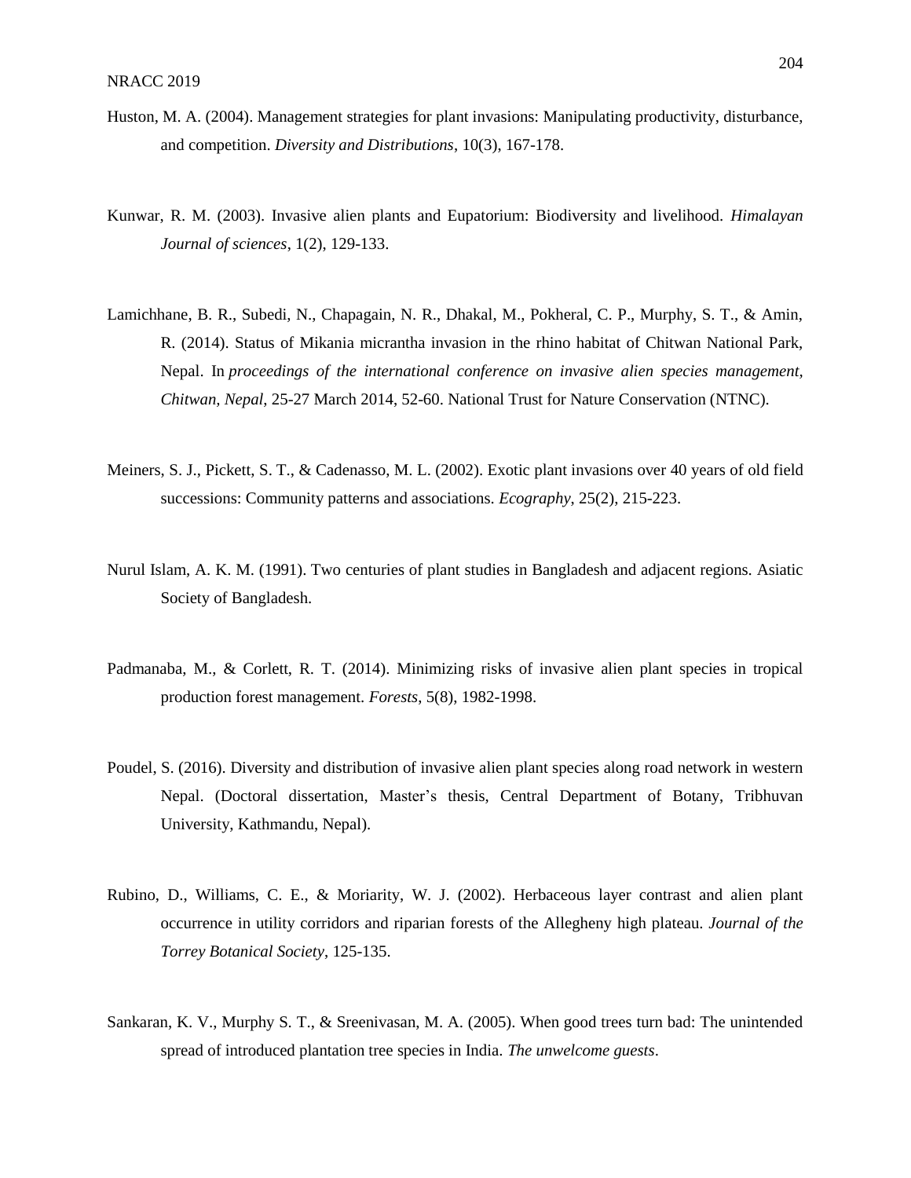Huston, M. A. (2004). Management strategies for plant invasions: Manipulating productivity, disturbance, and competition. *Diversity and Distributions*, 10(3), 167-178.

Kunwar, R. M. (2003). Invasive alien plants and Eupatorium: Biodiversity and livelihood. *Himalayan Journal of sciences*, 1(2), 129-133.

Lamichhane, B. R., Subedi, N., Chapagain, N. R., Dhakal, M., Pokheral, C. P., Murphy, S. T., & Amin, R. (2014). Status of Mikania micrantha invasion in the rhino habitat of Chitwan National Park, Nepal. In *proceedings of the international conference on invasive alien species management, Chitwan, Nepal*, 25-27 March 2014, 52-60. National Trust for Nature Conservation (NTNC).

Meiners, S. J., Pickett, S. T., & Cadenasso, M. L. (2002). Exotic plant invasions over 40 years of old field successions: Community patterns and associations. *Ecography*, 25(2), 215-223.

Nurul Islam, A. K. M. (1991). Two centuries of plant studies in Bangladesh and adjacent regions. Asiatic Society of Bangladesh.

Padmanaba, M., & Corlett, R. T. (2014). Minimizing risks of invasive alien plant species in tropical production forest management. *Forests*, 5(8), 1982-1998.

Poudel, S. (2016). Diversity and distribution of invasive alien plant species along road network in western Nepal. (Doctoral dissertation, Master's thesis, Central Department of Botany, Tribhuvan University, Kathmandu, Nepal).

Rubino, D., Williams, C. E., & Moriarity, W. J. (2002). Herbaceous layer contrast and alien plant occurrence in utility corridors and riparian forests of the Allegheny high plateau. *Journal of the Torrey Botanical Society*, 125-135.

Sankaran, K. V., Murphy S. T., & Sreenivasan, M. A. (2005). When good trees turn bad: The unintended spread of introduced plantation tree species in India. *The unwelcome guests*.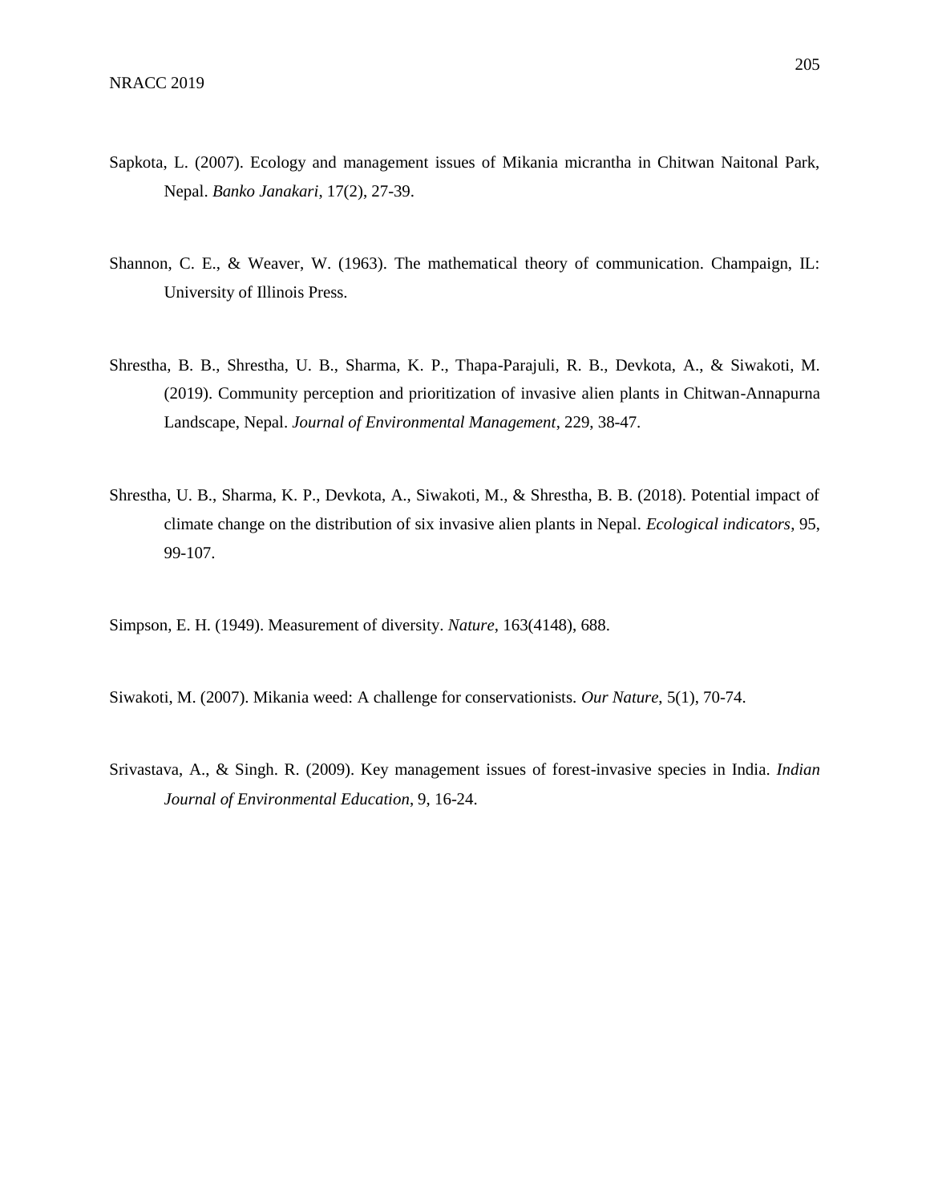Sapkota, L. (2007). Ecology and management issues of Mikania micrantha in Chitwan Naitonal Park, Nepal. *Banko Janakari*, 17(2), 27-39.

Shannon, C. E., & Weaver, W. (1963). The mathematical theory of communication. Champaign, IL: University of Illinois Press.

Shrestha, B. B., Shrestha, U. B., Sharma, K. P., Thapa-Parajuli, R. B., Devkota, A., & Siwakoti, M. (2019). Community perception and prioritization of invasive alien plants in Chitwan-Annapurna Landscape, Nepal. *Journal of Environmental Management*, 229, 38-47.

Shrestha, U. B., Sharma, K. P., Devkota, A., Siwakoti, M., & Shrestha, B. B. (2018). Potential impact of climate change on the distribution of six invasive alien plants in Nepal. *Ecological indicators*, 95, 99-107.

Simpson, E. H. (1949). Measurement of diversity. *Nature*, 163(4148), 688.

Siwakoti, M. (2007). Mikania weed: A challenge for conservationists. *Our Nature*, 5(1), 70-74.

Srivastava, A., & Singh. R. (2009). Key management issues of forest-invasive species in India. *Indian Journal of Environmental Education*, 9, 16-24.